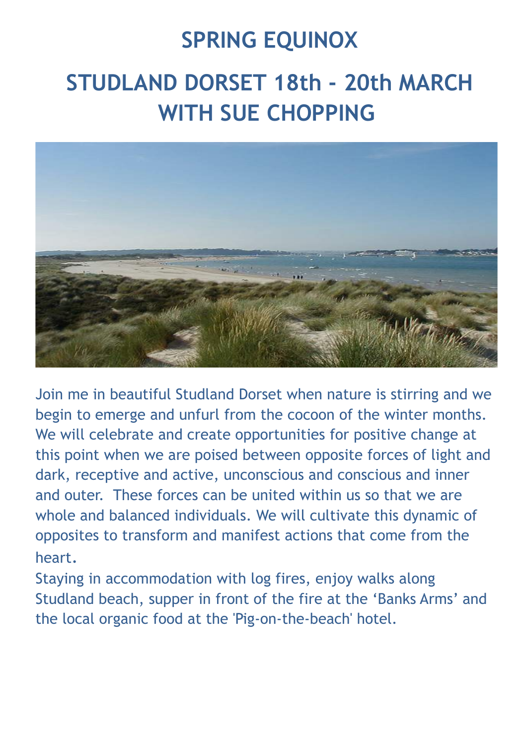# SPRING EQUINOX

## STUDLAND DORSET 18th - 20th MARCH WITH SUE CHOPPING

Join me in beautiful Studland Dorset when nature is stirring and we begin to emerge and unfurl from the cocoon of the winter months. We will celebrate and create opportunities for positive change at this point when we are poised between opposite forces of light and dark, receptive and active, unconscious and conscious and inner and outer. These forces can be united within us so that we are whole and balanced individuals. We will cultivate this dynamic of opposites to transform and manifest actions that come from the heart.

Staying in accommodation with log fires, enjoy walks along Studland beach, supper in front of the fire at the 'Banks Arms' and the local organic food at the 'Pig-on-the-beach' hotel.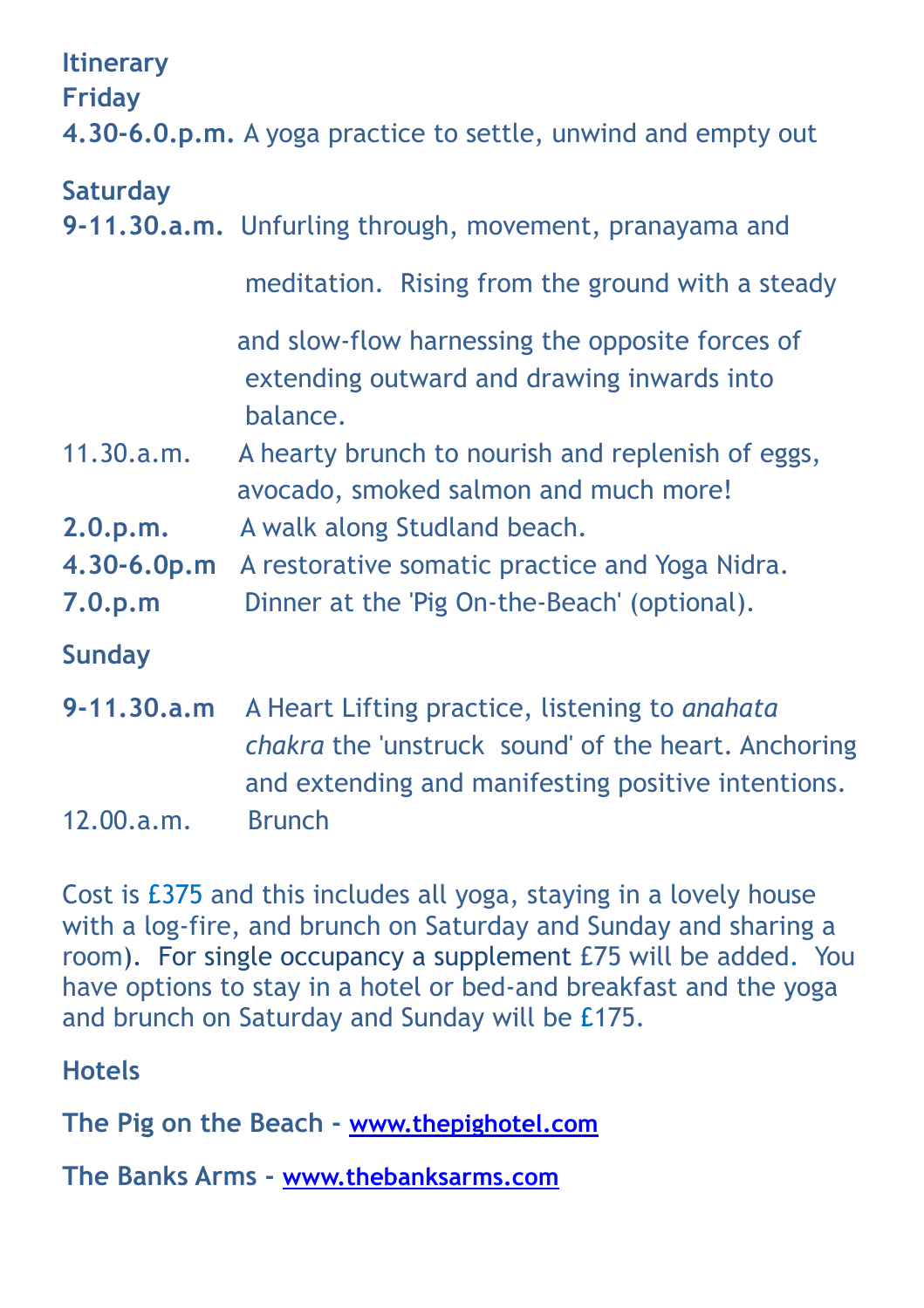**Itinerary**

**Friday**

**4.30-6.0.p.m.** A yoga practice to settle, unwind and empty out

**Saturday**

**9-11.30.a.m.** Unfurling through, movement, pranayama and meditation. Rising from the ground with a steady and slow-flow harnessing the opposite forces of extending outward and drawing inwards into balance.

11.30.a.m. A hearty brunch to nourish and replenish of eggs, avocado, smoked salmon and much more!

**2.0.p.m.** A walk along Studland beach.

**4.30-6.0p.m** A restorative somatic practice and Yoga Nidra.

**7.0.p.m** Dinner at the 'Pig On-the-Beach' (optional).

**Sunday**

**9-11.30.a.m** A Heart Lifting practice, listening to *anahata chakra* the 'unstruck sound' of the heart. Anchoring and extending and manifesting positive intentions.

12.00.a.m. Brunch

Cost is £375 and this includes all yoga, staying in a lovely house with a log-fire, and brunch on Saturday and Sunday and sharing a room). For single occupancy a supplement £75 will be added. You have options to stay in a hotel or bed-and breakfast and the yoga and brunch on Saturday and Sunday will be £175.

**Hotels**

**The Pig on the Beach - [www.thepighotel.com](http://www.thepighotel.com)**

**The Banks Arms - [www.thebanksarms.com](http://www.thebanksarms.com)**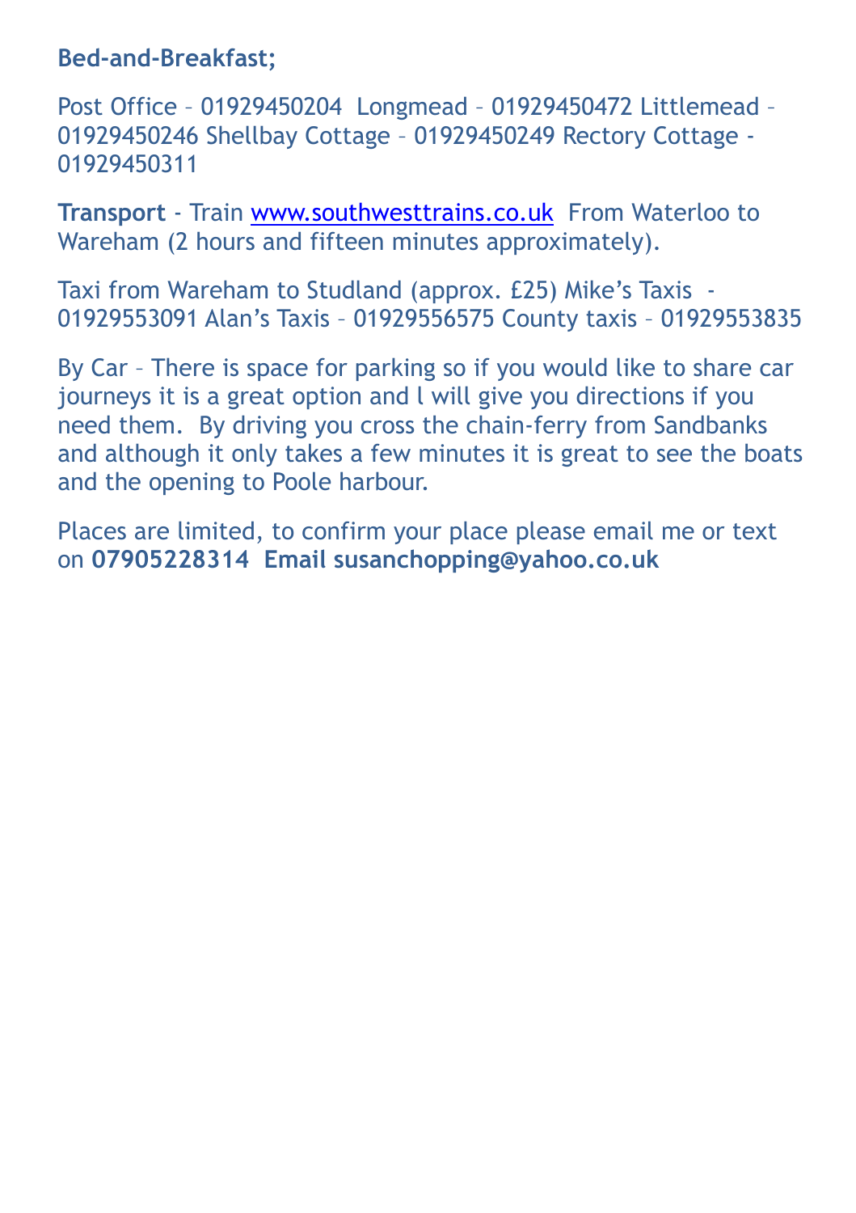**Bed-and-Breakfast;**

Post Office – 01929450204  Longmead – 01929450472 Littlemead – 01929450246 Shellbay Cottage – 01929450249 Rectory Cottage - 01929450311

**Transport** - Train www.southwesttrains.co.uk  From Waterloo to Wareham (2 hours and fifteen minutes approximately).

Taxi from Wareham to Studland (approx. £25) Mike's Taxis  - 01929553091 Alan's Taxis – 01929556575 County taxis – 01929553835

By Car – There is space for parking so if you would like to share car journeys it is a great option and l will give you directions if you need them.  By driving you cross the chain-ferry from Sandbanks and although it only takes a few minutes it is great to see the boats and the opening to Poole harbour.

Places are limited, to confirm your place please email me or text on **07905228314  Email susanchopping@yahoo.co.uk**